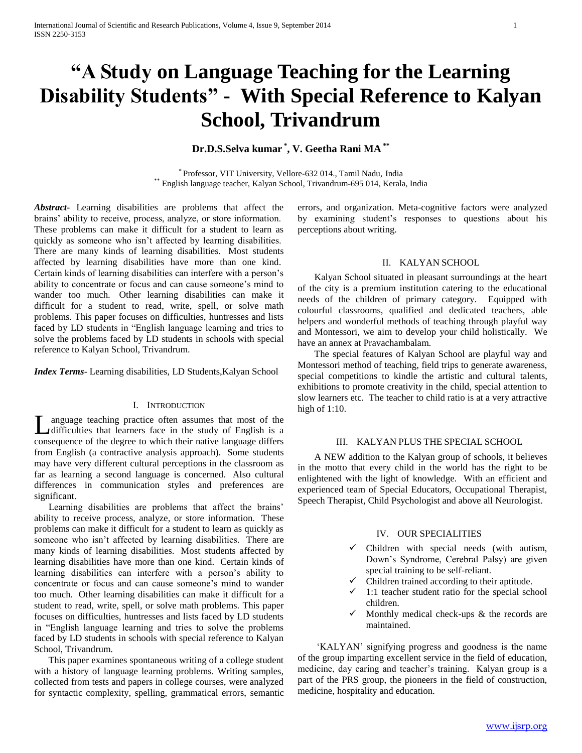# "A Study on Language Teaching for the Learning Disability Students" - With Special Reference to Kalyan School, Trivandrum

**Dr.D.S.Selva kumar [*], V. Geetha Rani MA [**]**

[*] Professor, VIT University, Vellore-632 014., Tamil Nadu, India
[**] English language teacher, Kalyan School, Trivandrum-695 014, Kerala, India

***Abstract***- Learning disabilities are problems that affect the brains' ability to receive, process, analyze, or store information. These problems can make it difficult for a student to learn as quickly as someone who isn't affected by learning disabilities. There are many kinds of learning disabilities. Most students affected by learning disabilities have more than one kind. Certain kinds of learning disabilities can interfere with a person's ability to concentrate or focus and can cause someone's mind to wander too much. Other learning disabilities can make it difficult for a student to read, write, spell, or solve math problems. This paper focuses on difficulties, huntresses and lists faced by LD students in "English language learning and tries to solve the problems faced by LD students in schools with special reference to Kalyan School, Trivandrum.

***Index Terms***- Learning disabilities, LD Students,Kalyan School

## I. Introduction

Language teaching practice often assumes that most of the difficulties that learners face in the study of English is a consequence of the degree to which their native language differs from English (a contractive analysis approach). Some students may have very different cultural perceptions in the classroom as far as learning a second language is concerned. Also cultural differences in communication styles and preferences are significant.

Learning disabilities are problems that affect the brains' ability to receive process, analyze, or store information. These problems can make it difficult for a student to learn as quickly as someone who isn't affected by learning disabilities. There are many kinds of learning disabilities. Most students affected by learning disabilities have more than one kind. Certain kinds of learning disabilities can interfere with a person's ability to concentrate or focus and can cause someone's mind to wander too much. Other learning disabilities can make it difficult for a student to read, write, spell, or solve math problems. This paper focuses on difficulties, huntresses and lists faced by LD students in "English language learning and tries to solve the problems faced by LD students in schools with special reference to Kalyan School, Trivandrum.

This paper examines spontaneous writing of a college student with a history of language learning problems. Writing samples, collected from tests and papers in college courses, were analyzed for syntactic complexity, spelling, grammatical errors, semantic errors, and organization. Meta-cognitive factors were analyzed by examining student's responses to questions about his perceptions about writing.

## II. Kalyan School

Kalyan School situated in pleasant surroundings at the heart of the city is a premium institution catering to the educational needs of the children of primary category. Equipped with colourful classrooms, qualified and dedicated teachers, able helpers and wonderful methods of teaching through playful way and Montessori, we aim to develop your child holistically. We have an annex at Pravachambalam.

The special features of Kalyan School are playful way and Montessori method of teaching, field trips to generate awareness, special competitions to kindle the artistic and cultural talents, exhibitions to promote creativity in the child, special attention to slow learners etc. The teacher to child ratio is at a very attractive high of 1:10.

## III. Kalyan Plus the Special School

A NEW addition to the Kalyan group of schools, it believes in the motto that every child in the world has the right to be enlightened with the light of knowledge. With an efficient and experienced team of Special Educators, Occupational Therapist, Speech Therapist, Child Psychologist and above all Neurologist.

## IV. Our Specialities

- ✓ Children with special needs (with autism, Down's Syndrome, Cerebral Palsy) are given special training to be self-reliant.
- ✓ Children trained according to their aptitude.
- ✓ 1:1 teacher student ratio for the special school children.
- ✓ Monthly medical check-ups & the records are maintained.

'KALYAN' signifying progress and goodness is the name of the group imparting excellent service in the field of education, medicine, day caring and teacher's training. Kalyan group is a part of the PRS group, the pioneers in the field of construction, medicine, hospitality and education.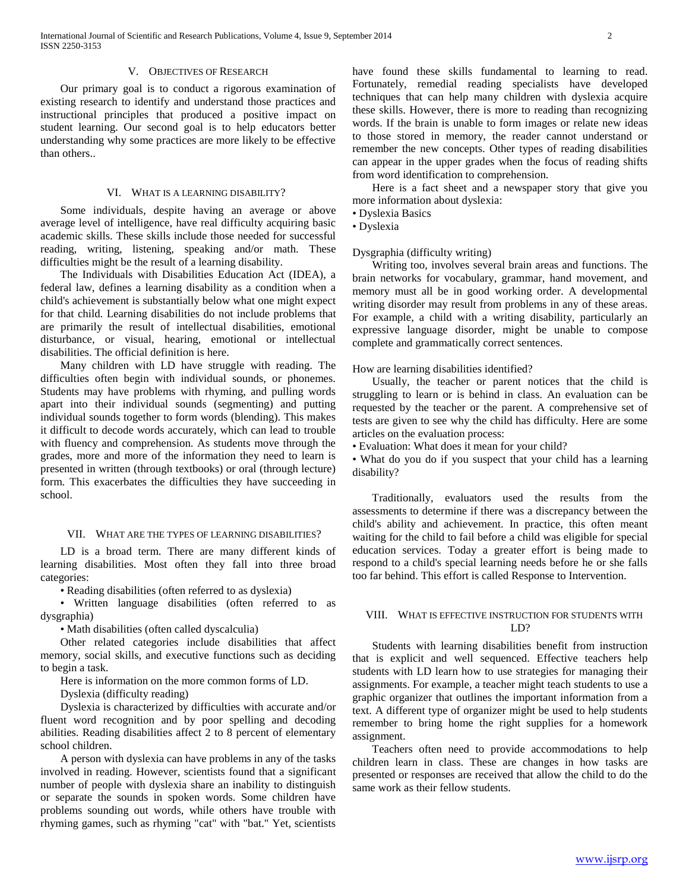## V. Objectives of Research

Our primary goal is to conduct a rigorous examination of existing research to identify and understand those practices and instructional principles that produced a positive impact on student learning. Our second goal is to help educators better understanding why some practices are more likely to be effective than others..

## VI. What is a Learning Disability?

Some individuals, despite having an average or above average level of intelligence, have real difficulty acquiring basic academic skills. These skills include those needed for successful reading, writing, listening, speaking and/or math. These difficulties might be the result of a learning disability.

The Individuals with Disabilities Education Act (IDEA), a federal law, defines a learning disability as a condition when a child's achievement is substantially below what one might expect for that child. Learning disabilities do not include problems that are primarily the result of intellectual disabilities, emotional disturbance, or visual, hearing, emotional or intellectual disabilities. The official definition is here.

Many children with LD have struggle with reading. The difficulties often begin with individual sounds, or phonemes. Students may have problems with rhyming, and pulling words apart into their individual sounds (segmenting) and putting individual sounds together to form words (blending). This makes it difficult to decode words accurately, which can lead to trouble with fluency and comprehension. As students move through the grades, more and more of the information they need to learn is presented in written (through textbooks) or oral (through lecture) form. This exacerbates the difficulties they have succeeding in school.

## VII. What are the Types of Learning Disabilities?

LD is a broad term. There are many different kinds of learning disabilities. Most often they fall into three broad categories:

- Reading disabilities (often referred to as dyslexia)
- Written language disabilities (often referred to as dysgraphia)
- Math disabilities (often called dyscalculia)

Other related categories include disabilities that affect memory, social skills, and executive functions such as deciding to begin a task.

Here is information on the more common forms of LD.

Dyslexia (difficulty reading)

Dyslexia is characterized by difficulties with accurate and/or fluent word recognition and by poor spelling and decoding abilities. Reading disabilities affect 2 to 8 percent of elementary school children.

A person with dyslexia can have problems in any of the tasks involved in reading. However, scientists found that a significant number of people with dyslexia share an inability to distinguish or separate the sounds in spoken words. Some children have problems sounding out words, while others have trouble with rhyming games, such as rhyming "cat" with "bat." Yet, scientists have found these skills fundamental to learning to read. Fortunately, remedial reading specialists have developed techniques that can help many children with dyslexia acquire these skills. However, there is more to reading than recognizing words. If the brain is unable to form images or relate new ideas to those stored in memory, the reader cannot understand or remember the new concepts. Other types of reading disabilities can appear in the upper grades when the focus of reading shifts from word identification to comprehension.

Here is a fact sheet and a newspaper story that give you more information about dyslexia:

- Dyslexia Basics
- Dyslexia

Dysgraphia (difficulty writing)

Writing too, involves several brain areas and functions. The brain networks for vocabulary, grammar, hand movement, and memory must all be in good working order. A developmental writing disorder may result from problems in any of these areas. For example, a child with a writing disability, particularly an expressive language disorder, might be unable to compose complete and grammatically correct sentences.

How are learning disabilities identified?

Usually, the teacher or parent notices that the child is struggling to learn or is behind in class. An evaluation can be requested by the teacher or the parent. A comprehensive set of tests are given to see why the child has difficulty. Here are some articles on the evaluation process:

- Evaluation: What does it mean for your child?
- What do you do if you suspect that your child has a learning disability?

Traditionally, evaluators used the results from the assessments to determine if there was a discrepancy between the child's ability and achievement. In practice, this often meant waiting for the child to fail before a child was eligible for special education services. Today a greater effort is being made to respond to a child's special learning needs before he or she falls too far behind. This effort is called Response to Intervention.

## VIII. What is Effective Instruction for Students with LD?

Students with learning disabilities benefit from instruction that is explicit and well sequenced. Effective teachers help students with LD learn how to use strategies for managing their assignments. For example, a teacher might teach students to use a graphic organizer that outlines the important information from a text. A different type of organizer might be used to help students remember to bring home the right supplies for a homework assignment.

Teachers often need to provide accommodations to help children learn in class. These are changes in how tasks are presented or responses are received that allow the child to do the same work as their fellow students.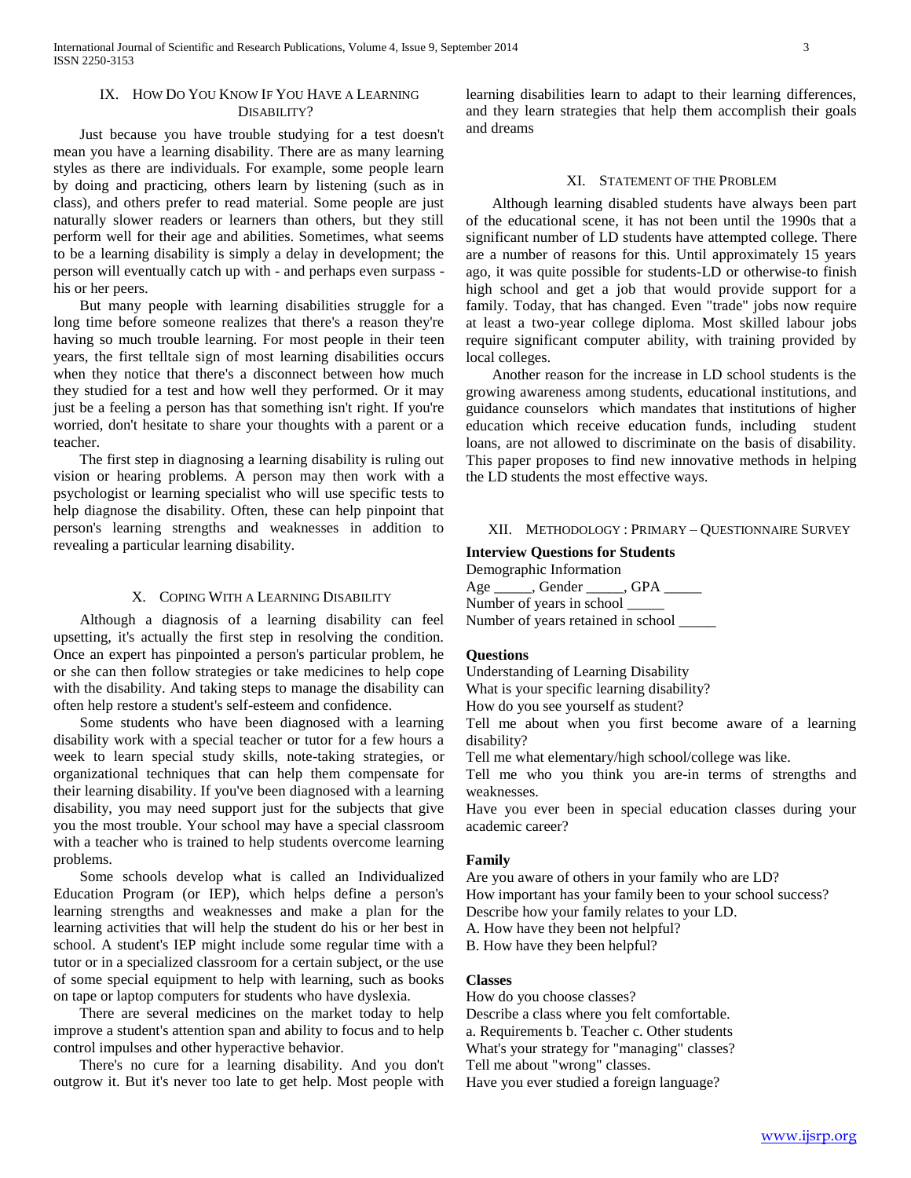## IX. How Do You Know If You Have a Learning Disability?

Just because you have trouble studying for a test doesn't mean you have a learning disability. There are as many learning styles as there are individuals. For example, some people learn by doing and practicing, others learn by listening (such as in class), and others prefer to read material. Some people are just naturally slower readers or learners than others, but they still perform well for their age and abilities. Sometimes, what seems to be a learning disability is simply a delay in development; the person will eventually catch up with - and perhaps even surpass - his or her peers.

But many people with learning disabilities struggle for a long time before someone realizes that there's a reason they're having so much trouble learning. For most people in their teen years, the first telltale sign of most learning disabilities occurs when they notice that there's a disconnect between how much they studied for a test and how well they performed. Or it may just be a feeling a person has that something isn't right. If you're worried, don't hesitate to share your thoughts with a parent or a teacher.

The first step in diagnosing a learning disability is ruling out vision or hearing problems. A person may then work with a psychologist or learning specialist who will use specific tests to help diagnose the disability. Often, these can help pinpoint that person's learning strengths and weaknesses in addition to revealing a particular learning disability.

## X. Coping With a Learning Disability

Although a diagnosis of a learning disability can feel upsetting, it's actually the first step in resolving the condition. Once an expert has pinpointed a person's particular problem, he or she can then follow strategies or take medicines to help cope with the disability. And taking steps to manage the disability can often help restore a student's self-esteem and confidence.

Some students who have been diagnosed with a learning disability work with a special teacher or tutor for a few hours a week to learn special study skills, note-taking strategies, or organizational techniques that can help them compensate for their learning disability. If you've been diagnosed with a learning disability, you may need support just for the subjects that give you the most trouble. Your school may have a special classroom with a teacher who is trained to help students overcome learning problems.

Some schools develop what is called an Individualized Education Program (or IEP), which helps define a person's learning strengths and weaknesses and make a plan for the learning activities that will help the student do his or her best in school. A student's IEP might include some regular time with a tutor or in a specialized classroom for a certain subject, or the use of some special equipment to help with learning, such as books on tape or laptop computers for students who have dyslexia.

There are several medicines on the market today to help improve a student's attention span and ability to focus and to help control impulses and other hyperactive behavior.

There's no cure for a learning disability. And you don't outgrow it. But it's never too late to get help. Most people with learning disabilities learn to adapt to their learning differences, and they learn strategies that help them accomplish their goals and dreams

## XI. Statement of the Problem

Although learning disabled students have always been part of the educational scene, it has not been until the 1990s that a significant number of LD students have attempted college. There are a number of reasons for this. Until approximately 15 years ago, it was quite possible for students-LD or otherwise-to finish high school and get a job that would provide support for a family. Today, that has changed. Even "trade" jobs now require at least a two-year college diploma. Most skilled labour jobs require significant computer ability, with training provided by local colleges.

Another reason for the increase in LD school students is the growing awareness among students, educational institutions, and guidance counselors which mandates that institutions of higher education which receive education funds, including student loans, are not allowed to discriminate on the basis of disability. This paper proposes to find new innovative methods in helping the LD students the most effective ways.

## XII. Methodology : Primary – Questionnaire Survey

**Interview Questions for Students**

Demographic Information

Age _____, Gender _____, GPA _____

Number of years in school _____

Number of years retained in school _____

**Questions**

Understanding of Learning Disability

What is your specific learning disability?

How do you see yourself as student?

Tell me about when you first become aware of a learning disability?

Tell me what elementary/high school/college was like.

Tell me who you think you are-in terms of strengths and weaknesses.

Have you ever been in special education classes during your academic career?

**Family**

Are you aware of others in your family who are LD?

How important has your family been to your school success?

Describe how your family relates to your LD.

A. How have they been not helpful?

B. How have they been helpful?

**Classes**

How do you choose classes?

Describe a class where you felt comfortable.

a. Requirements b. Teacher c. Other students

What's your strategy for "managing" classes?

Tell me about "wrong" classes.

Have you ever studied a foreign language?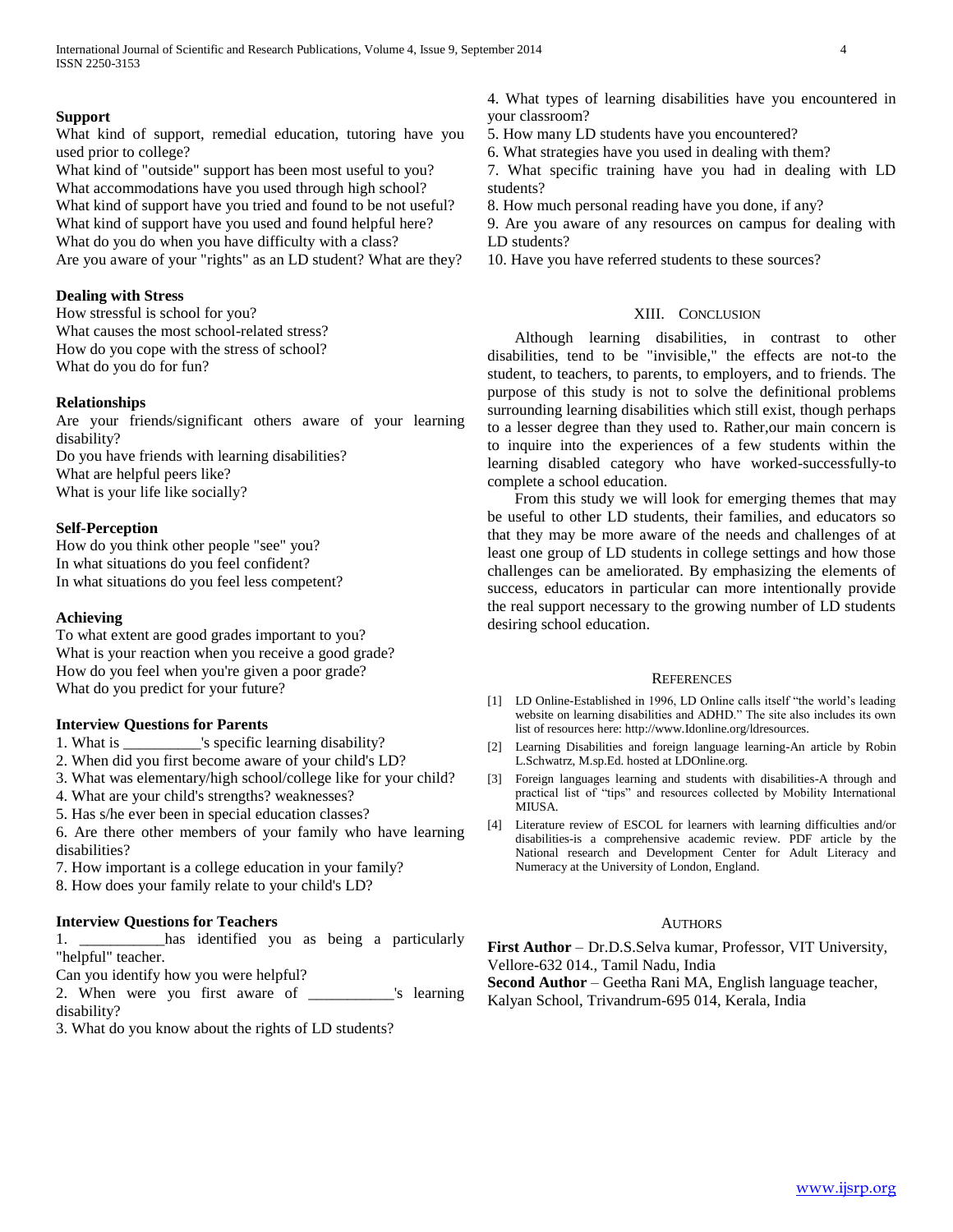**Support**

What kind of support, remedial education, tutoring have you used prior to college?

What kind of "outside" support has been most useful to you?

What accommodations have you used through high school?

What kind of support have you tried and found to be not useful?

What kind of support have you used and found helpful here?

What do you do when you have difficulty with a class?

Are you aware of your "rights" as an LD student? What are they?

**Dealing with Stress**

How stressful is school for you?

What causes the most school-related stress?

How do you cope with the stress of school?

What do you do for fun?

**Relationships**

Are your friends/significant others aware of your learning disability?

Do you have friends with learning disabilities?

What are helpful peers like?

What is your life like socially?

**Self-Perception**

How do you think other people "see" you?

In what situations do you feel confident?

In what situations do you feel less competent?

**Achieving**

To what extent are good grades important to you?

What is your reaction when you receive a good grade?

How do you feel when you're given a poor grade?

What do you predict for your future?

**Interview Questions for Parents**

1. What is __________'s specific learning disability?
2. When did you first become aware of your child's LD?
3. What was elementary/high school/college like for your child?
4. What are your child's strengths? weaknesses?
5. Has s/he ever been in special education classes?
6. Are there other members of your family who have learning disabilities?
7. How important is a college education in your family?
8. How does your family relate to your child's LD?

**Interview Questions for Teachers**

1. ___________has identified you as being a particularly "helpful" teacher.

Can you identify how you were helpful?

2. When were you first aware of ___________'s learning disability?
3. What do you know about the rights of LD students?
4. What types of learning disabilities have you encountered in your classroom?
5. How many LD students have you encountered?
6. What strategies have you used in dealing with them?
7. What specific training have you had in dealing with LD students?
8. How much personal reading have you done, if any?
9. Are you aware of any resources on campus for dealing with LD students?
10. Have you have referred students to these sources?

## XIII. Conclusion

Although learning disabilities, in contrast to other disabilities, tend to be "invisible," the effects are not-to the student, to teachers, to parents, to employers, and to friends. The purpose of this study is not to solve the definitional problems surrounding learning disabilities which still exist, though perhaps to a lesser degree than they used to. Rather,our main concern is to inquire into the experiences of a few students within the learning disabled category who have worked-successfully-to complete a school education.

From this study we will look for emerging themes that may be useful to other LD students, their families, and educators so that they may be more aware of the needs and challenges of at least one group of LD students in college settings and how those challenges can be ameliorated. By emphasizing the elements of success, educators in particular can more intentionally provide the real support necessary to the growing number of LD students desiring school education.

## References

[1] LD Online-Established in 1996, LD Online calls itself "the world's leading website on learning disabilities and ADHD." The site also includes its own list of resources here: http://www.ldonline.org/ldresources.

[2] Learning Disabilities and foreign language learning-An article by Robin L.Schwatrz, M.sp.Ed. hosted at LDOnline.org.

[3] Foreign languages learning and students with disabilities-A through and practical list of "tips" and resources collected by Mobility International MIUSA.

[4] Literature review of ESCOL for learners with learning difficulties and/or disabilities-is a comprehensive academic review. PDF article by the National research and Development Center for Adult Literacy and Numeracy at the University of London, England.

## Authors

**First Author** – Dr.D.S.Selva kumar, Professor, VIT University, Vellore-632 014., Tamil Nadu, India

**Second Author** – Geetha Rani MA, English language teacher, Kalyan School, Trivandrum-695 014, Kerala, India